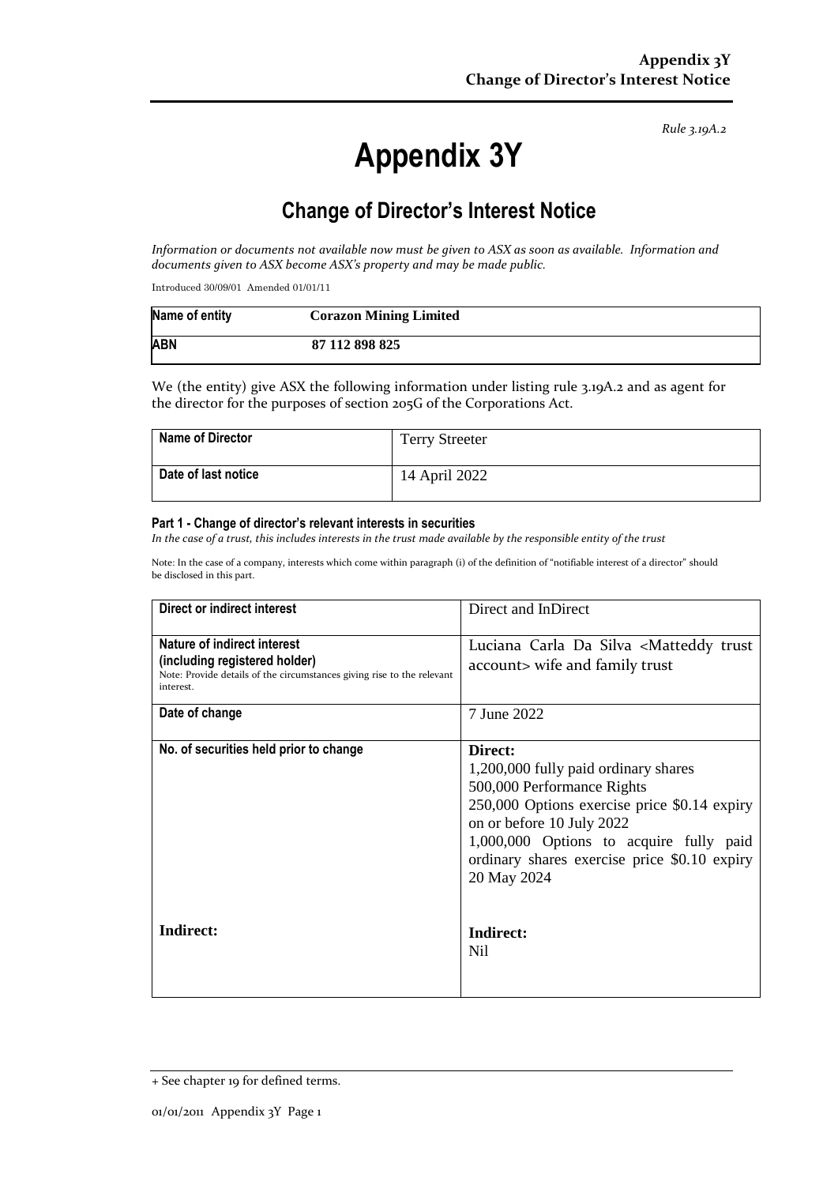*Rule 3.19A.2*

# Appendix 3Y

## Change of Director's Interest Notice

*Information or documents not available now must be given to ASX as soon as available. Information and documents given to ASX become ASX's property and may be made public.*

Introduced 30/09/01 Amended 01/01/11

| Name of entity | Corazon Mining Limited |
|---|---|
| ABN | 87 112 898 825 |

We (the entity) give ASX the following information under listing rule 3.19A.2 and as agent for the director for the purposes of section 205G of the Corporations Act.

| Name of Director | Terry Streeter |
|---|---|
| Date of last notice | 14 April 2022 |

#### Part 1 - Change of director's relevant interests in securities

*In the case of a trust, this includes interests in the trust made available by the responsible entity of the trust*

Note: In the case of a company, interests which come within paragraph (i) of the definition of "notifiable interest of a director" should be disclosed in this part.

| Direct or indirect interest | Direct and InDirect |
|---|---|
| **Nature of indirect interest (including registered holder)**<br>Note: Provide details of the circumstances giving rise to the relevant interest. | Luciana Carla Da Silva <Matteddy trust account> wife and family trust |
| **Date of change** | 7 June 2022 |
| **No. of securities held prior to change**<br><br><br><br><br>**Indirect:** | **Direct:**<br>1,200,000 fully paid ordinary shares<br>500,000 Performance Rights<br>250,000 Options exercise price $0.14 expiry on or before 10 July 2022<br>1,000,000 Options to acquire fully paid ordinary shares exercise price $0.10 expiry 20 May 2024<br><br>**Indirect:**<br>Nil |

+ See chapter 19 for defined terms.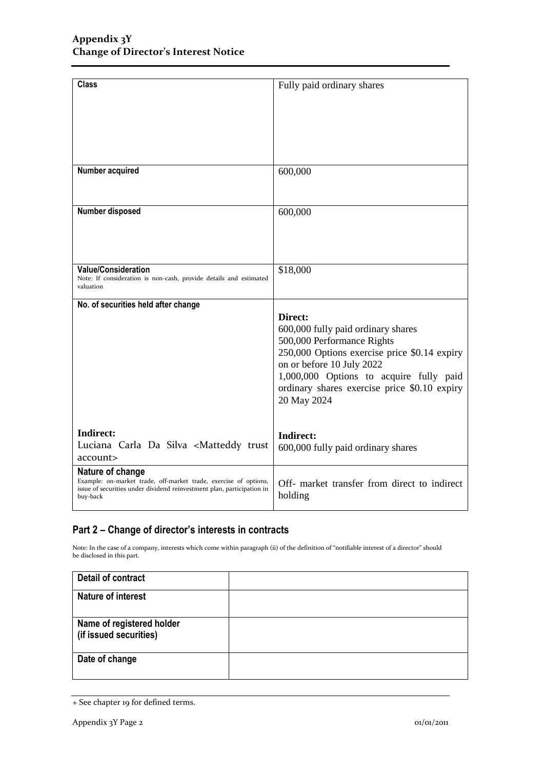| Class | Fully paid ordinary shares |
|---|---|
| **Number acquired** | 600,000 |
| **Number disposed** | 600,000 |
| **Value/Consideration**<br>Note: If consideration is non-cash, provide details and estimated valuation | $18,000 |
| **No. of securities held after change** | **Direct:**<br>600,000 fully paid ordinary shares<br>500,000 Performance Rights<br>250,000 Options exercise price $0.14 expiry on or before 10 July 2022<br>1,000,000 Options to acquire fully paid ordinary shares exercise price $0.10 expiry 20 May 2024 |
| **Indirect:**<br>Luciana Carla Da Silva <Matteddy trust account> | **Indirect:**<br>600,000 fully paid ordinary shares |
| **Nature of change**<br>Example: on-market trade, off-market trade, exercise of options, issue of securities under dividend reinvestment plan, participation in buy-back | Off- market transfer from direct to indirect holding |

## Part 2 – Change of director's interests in contracts

Note: In the case of a company, interests which come within paragraph (ii) of the definition of "notifiable interest of a director" should be disclosed in this part.

| Detail of contract | |
|---|---|
| **Nature of interest** | |
| **Name of registered holder (if issued securities)** | |
| **Date of change** | |

+ See chapter 19 for defined terms.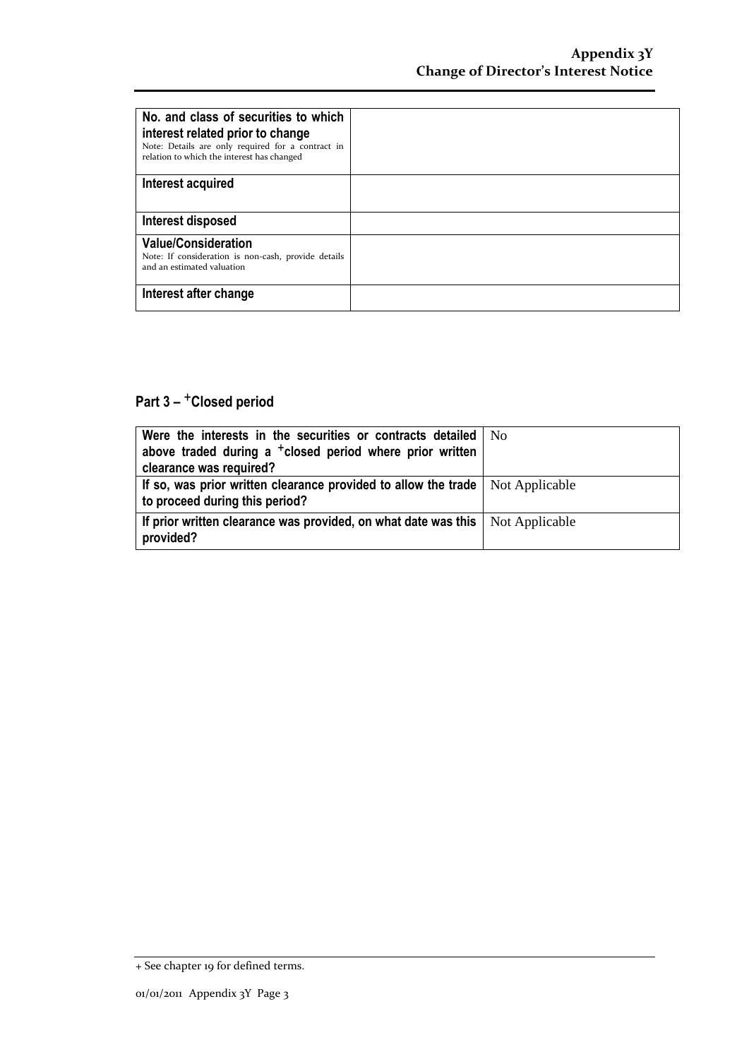| | |
|---|---|
| **No. and class of securities to which interest related prior to change**<br>Note: Details are only required for a contract in relation to which the interest has changed | |
| **Interest acquired** | |
| **Interest disposed** | |
| **Value/Consideration**<br>Note: If consideration is non-cash, provide details and an estimated valuation | |
| **Interest after change** | |

## Part 3 – +Closed period

| | |
|---|---|
| **Were the interests in the securities or contracts detailed above traded during a +closed period where prior written clearance was required?** | No |
| **If so, was prior written clearance provided to allow the trade to proceed during this period?** | Not Applicable |
| **If prior written clearance was provided, on what date was this provided?** | Not Applicable |

+ See chapter 19 for defined terms.